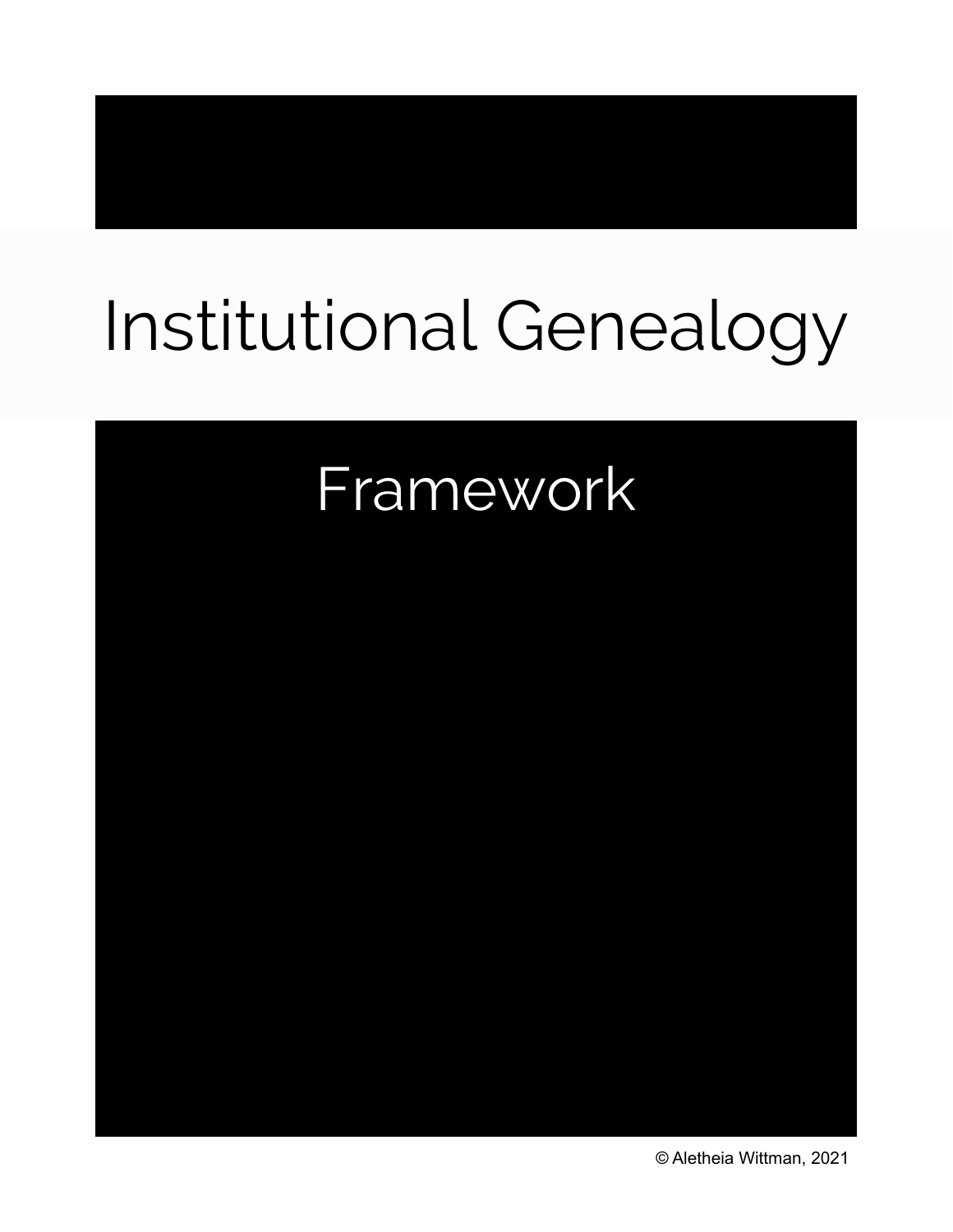# Institutional Genealogy

## Framework

© Aletheia Wittman, 2021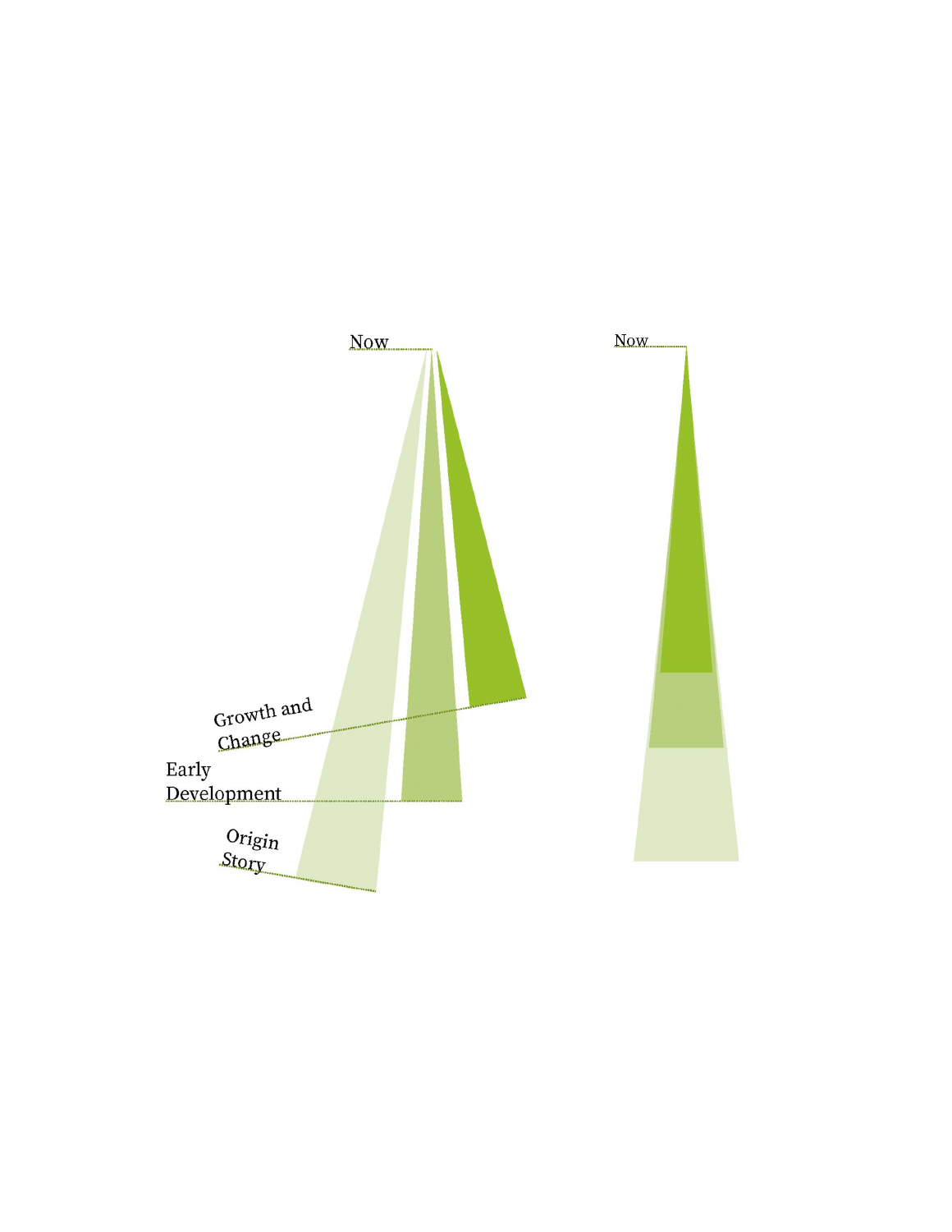Now

Growth and Change

Early Development

Origin Story

Now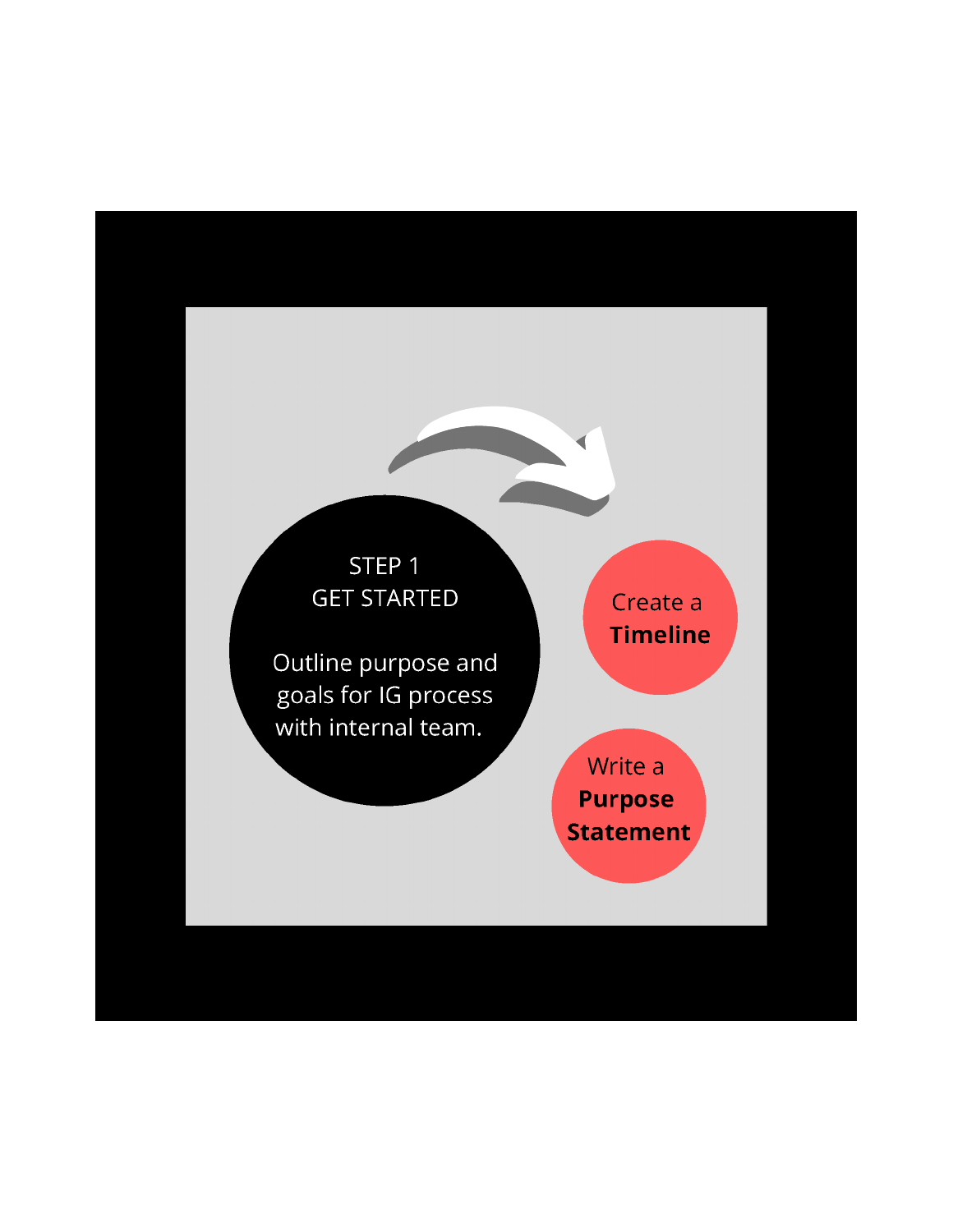STEP 1
GET STARTED

Outline purpose and goals for IG process with internal team.

Create a **Timeline**

Write a **Purpose Statement**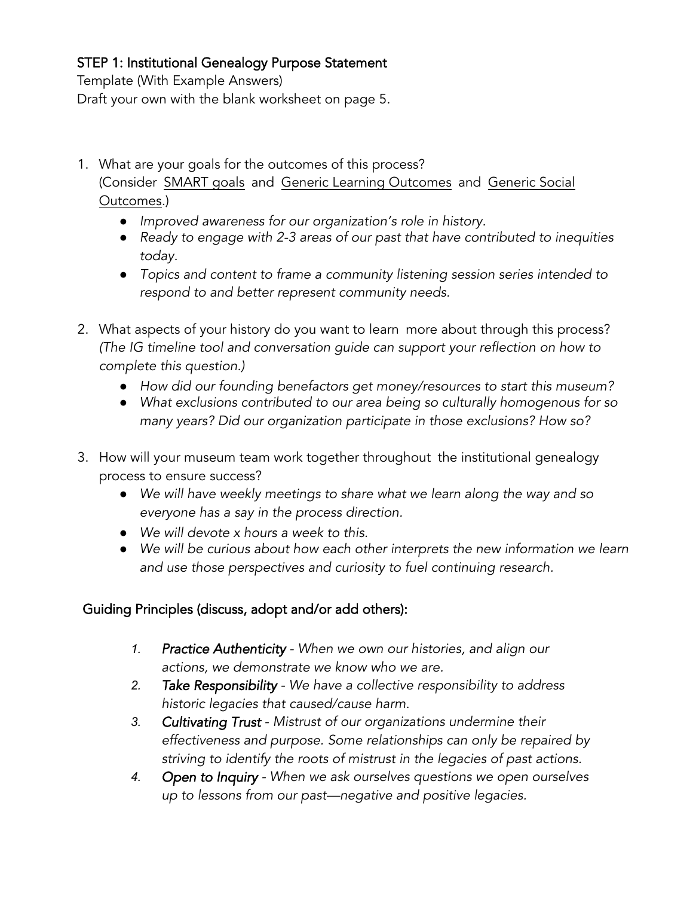## STEP 1: Institutional Genealogy Purpose Statement

Template (With Example Answers)
Draft your own with the blank worksheet on page 5.

1. What are your goals for the outcomes of this process?
   (Consider SMART goals and Generic Learning Outcomes and Generic Social Outcomes.)
   - *Improved awareness for our organization's role in history.*
   - *Ready to engage with 2-3 areas of our past that have contributed to inequities today.*
   - *Topics and content to frame a community listening session series intended to respond to and better represent community needs.*

2. What aspects of your history do you want to learn more about through this process?
   *(The IG timeline tool and conversation guide can support your reflection on how to complete this question.)*
   - *How did our founding benefactors get money/resources to start this museum?*
   - *What exclusions contributed to our area being so culturally homogenous for so many years? Did our organization participate in those exclusions? How so?*

3. How will your museum team work together throughout the institutional genealogy process to ensure success?
   - *We will have weekly meetings to share what we learn along the way and so everyone has a say in the process direction.*
   - *We will devote x hours a week to this.*
   - *We will be curious about how each other interprets the new information we learn and use those perspectives and curiosity to fuel continuing research.*

### Guiding Principles (discuss, adopt and/or add others):

1. *Practice Authenticity - When we own our histories, and align our actions, we demonstrate we know who we are.*
2. *Take Responsibility - We have a collective responsibility to address historic legacies that caused/cause harm.*
3. *Cultivating Trust - Mistrust of our organizations undermine their effectiveness and purpose. Some relationships can only be repaired by striving to identify the roots of mistrust in the legacies of past actions.*
4. *Open to Inquiry - When we ask ourselves questions we open ourselves up to lessons from our past—negative and positive legacies.*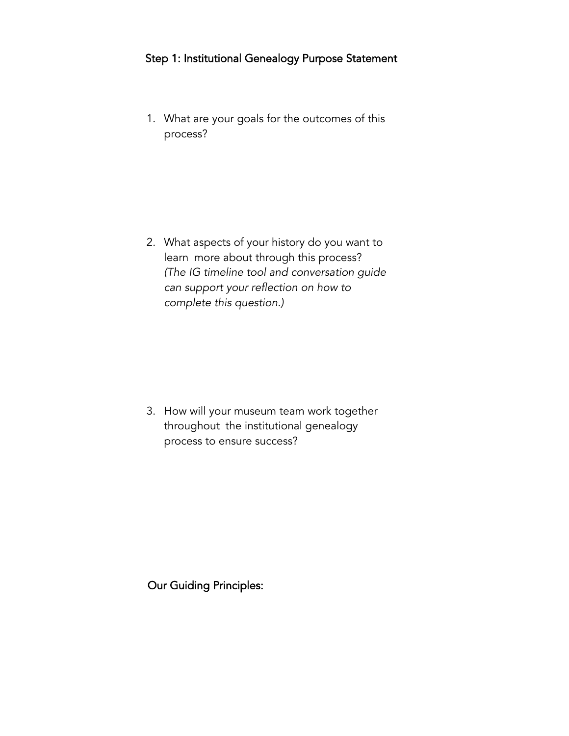## Step 1: Institutional Genealogy Purpose Statement

1. What are your goals for the outcomes of this process?

2. What aspects of your history do you want to learn more about through this process? *(The IG timeline tool and conversation guide can support your reflection on how to complete this question.)*

3. How will your museum team work together throughout the institutional genealogy process to ensure success?

### Our Guiding Principles: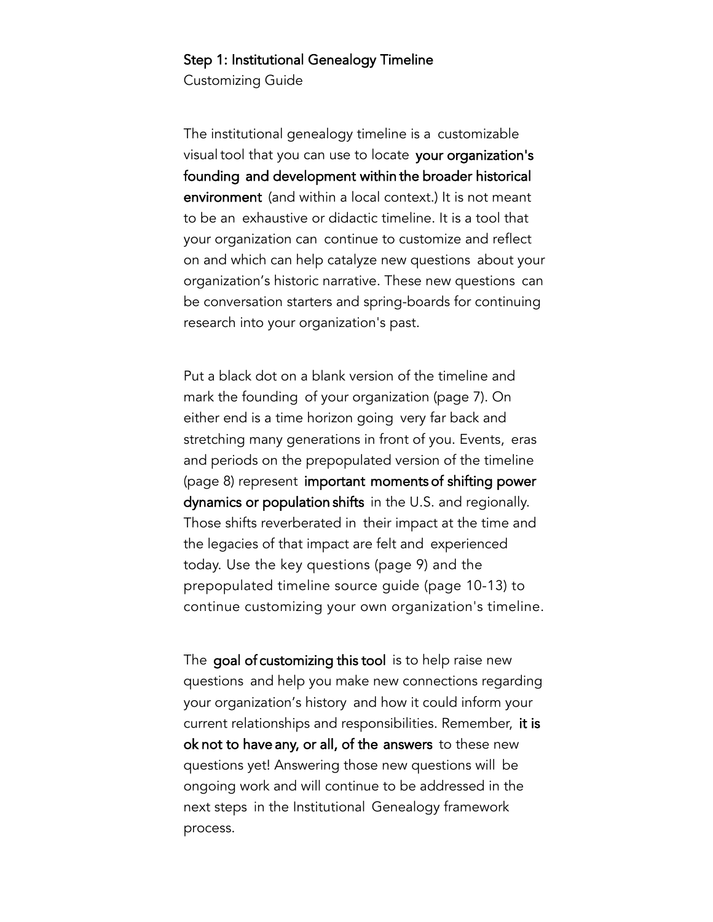## Step 1: Institutional Genealogy Timeline

Customizing Guide

The institutional genealogy timeline is a customizable visual tool that you can use to locate **your organization's founding and development within the broader historical environment** (and within a local context.) It is not meant to be an exhaustive or didactic timeline. It is a tool that your organization can continue to customize and reflect on and which can help catalyze new questions about your organization's historic narrative. These new questions can be conversation starters and spring-boards for continuing research into your organization's past.

Put a black dot on a blank version of the timeline and mark the founding of your organization (page 7). On either end is a time horizon going very far back and stretching many generations in front of you. Events, eras and periods on the prepopulated version of the timeline (page 8) represent **important moments of shifting power dynamics or population shifts** in the U.S. and regionally. Those shifts reverberated in their impact at the time and the legacies of that impact are felt and experienced today. Use the key questions (page 9) and the prepopulated timeline source guide (page 10-13) to continue customizing your own organization's timeline.

The **goal of customizing this tool** is to help raise new questions and help you make new connections regarding your organization's history and how it could inform your current relationships and responsibilities. Remember, **it is ok not to have any, or all, of the answers** to these new questions yet! Answering those new questions will be ongoing work and will continue to be addressed in the next steps in the Institutional Genealogy framework process.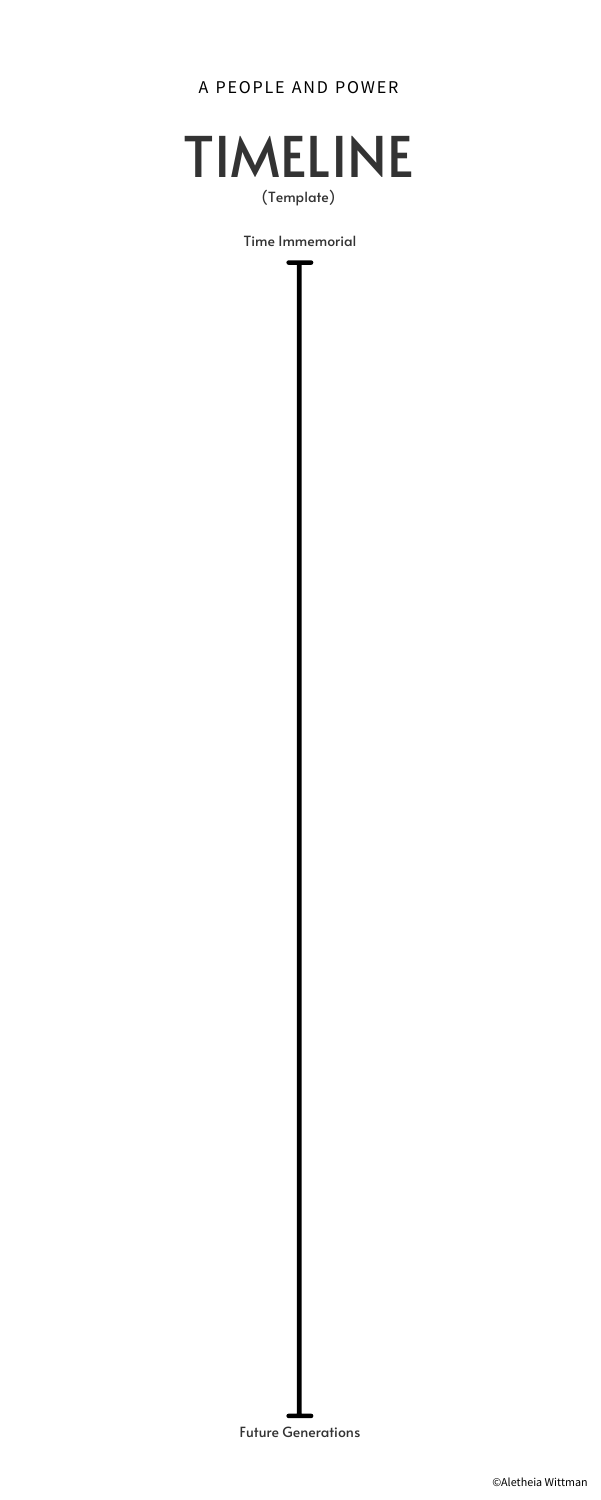A PEOPLE AND POWER

# TIMELINE

(Template)

Time Immemorial

Future Generations

©Aletheia Wittman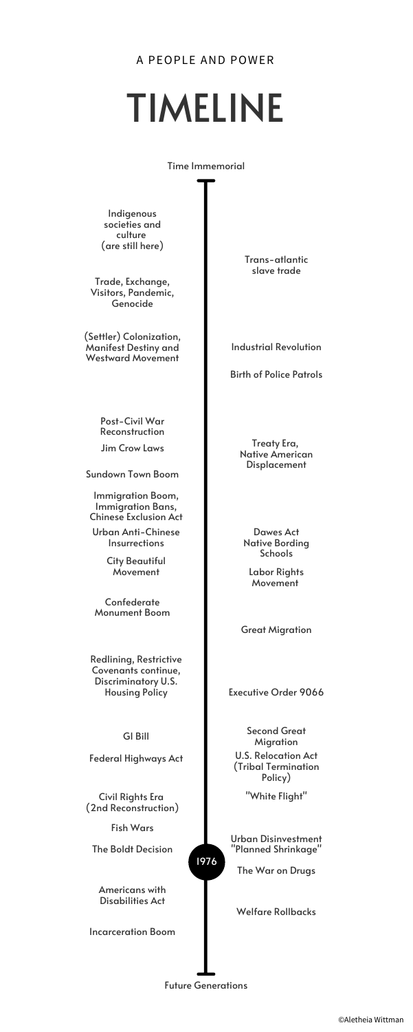A PEOPLE AND POWER

# TIMELINE

Time Immemorial

- Indigenous societies and culture (are still here)
- Trans-atlantic slave trade
- Trade, Exchange, Visitors, Pandemic, Genocide
- (Settler) Colonization, Manifest Destiny and Westward Movement
- Industrial Revolution
- Birth of Police Patrols
- Post-Civil War Reconstruction
- Jim Crow Laws
- Treaty Era, Native American Displacement
- Sundown Town Boom
- Immigration Boom, Immigration Bans, Chinese Exclusion Act
- Urban Anti-Chinese Insurrections
- Dawes Act Native Bording Schools
- City Beautiful Movement
- Labor Rights Movement
- Confederate Monument Boom
- Great Migration
- Redlining, Restrictive Covenants continue, Discriminatory U.S. Housing Policy
- Executive Order 9066
- GI Bill
- Second Great Migration
- Federal Highways Act
- U.S. Relocation Act (Tribal Termination Policy)
- "White Flight"
- Civil Rights Era (2nd Reconstruction)
- Fish Wars
- Urban Disinvestment "Planned Shrinkage"
- The Boldt Decision
- 1976
- The War on Drugs
- Americans with Disabilities Act
- Welfare Rollbacks
- Incarceration Boom

Future Generations

©Aletheia Wittman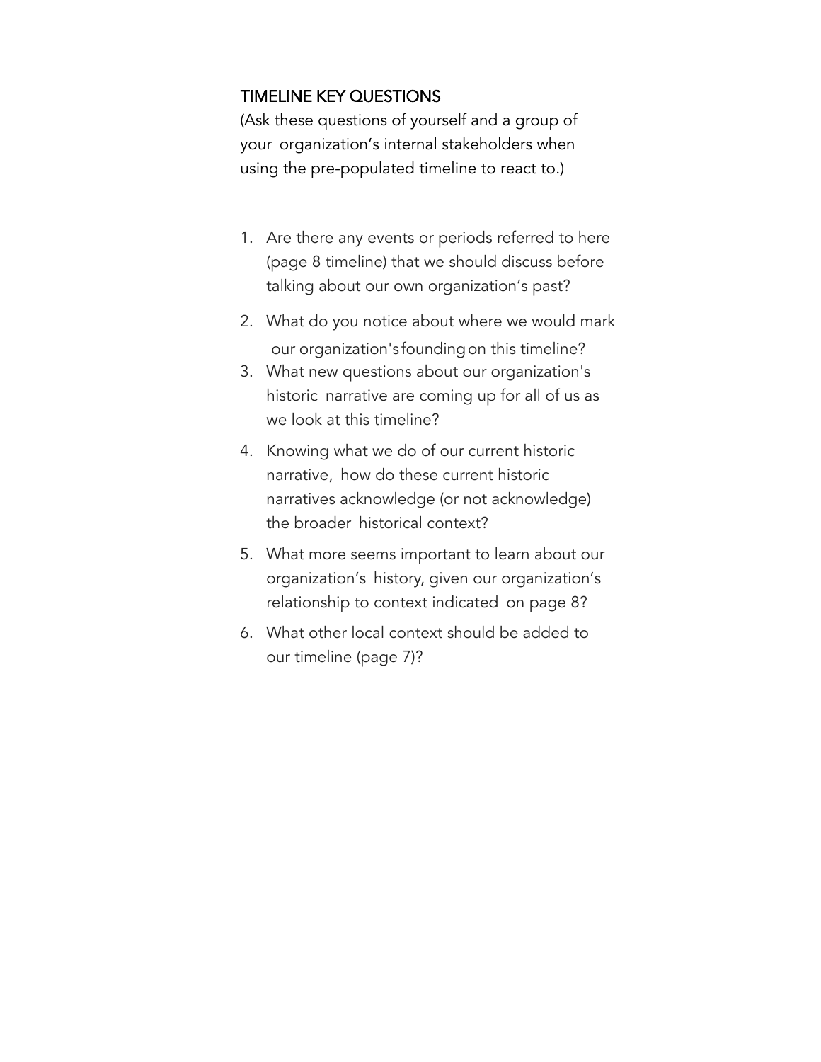## TIMELINE KEY QUESTIONS

(Ask these questions of yourself and a group of your organization's internal stakeholders when using the pre-populated timeline to react to.)

1. Are there any events or periods referred to here (page 8 timeline) that we should discuss before talking about our own organization's past?
2. What do you notice about where we would mark our organization's founding on this timeline?
3. What new questions about our organization's historic narrative are coming up for all of us as we look at this timeline?
4. Knowing what we do of our current historic narrative, how do these current historic narratives acknowledge (or not acknowledge) the broader historical context?
5. What more seems important to learn about our organization's history, given our organization's relationship to context indicated on page 8?
6. What other local context should be added to our timeline (page 7)?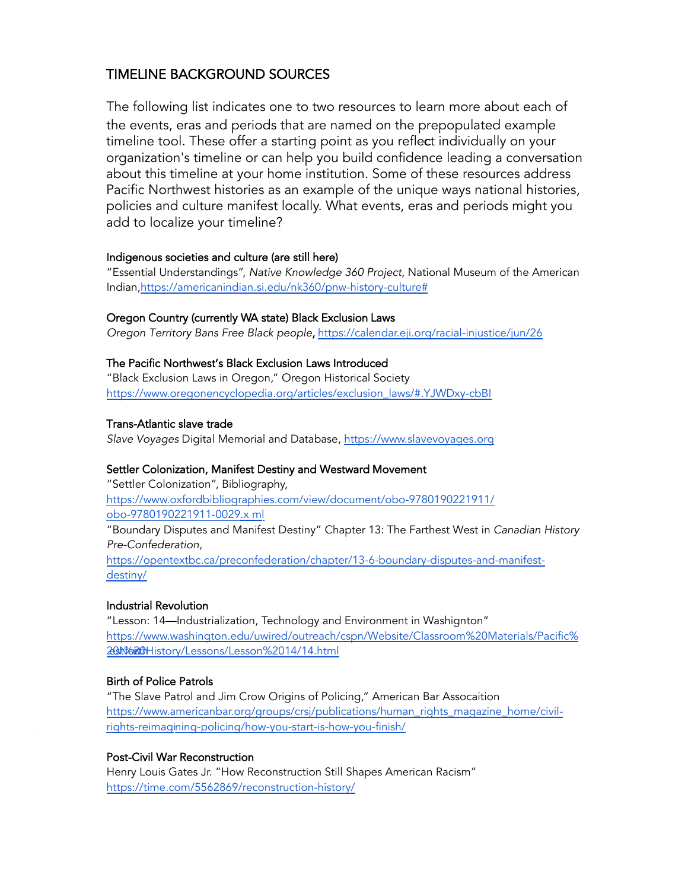## TIMELINE BACKGROUND SOURCES

The following list indicates one to two resources to learn more about each of the events, eras and periods that are named on the prepopulated example timeline tool. These offer a starting point as you reflect individually on your organization's timeline or can help you build confidence leading a conversation about this timeline at your home institution. Some of these resources address Pacific Northwest histories as an example of the unique ways national histories, policies and culture manifest locally. What events, eras and periods might you add to localize your timeline?

#### Indigenous societies and culture (are still here)

"Essential Understandings", *Native Knowledge 360 Project*, National Museum of the American Indian, https://americanindian.si.edu/nk360/pnw-history-culture#

#### Oregon Country (currently WA state) Black Exclusion Laws

*Oregon Territory Bans Free Black people*, https://calendar.eji.org/racial-injustice/jun/26

#### The Pacific Northwest's Black Exclusion Laws Introduced

"Black Exclusion Laws in Oregon," Oregon Historical Society https://www.oregonencyclopedia.org/articles/exclusion_laws/#.YJWDxy-cbBI

#### Trans-Atlantic slave trade

*Slave Voyages* Digital Memorial and Database, https://www.slavevoyages.org

#### Settler Colonization, Manifest Destiny and Westward Movement

"Settler Colonization", Bibliography, https://www.oxfordbibliographies.com/view/document/obo-9780190221911/obo-9780190221911-0029.x ml

"Boundary Disputes and Manifest Destiny" Chapter 13: The Farthest West in *Canadian History Pre-Confederation*, https://opentextbc.ca/preconfederation/chapter/13-6-boundary-disputes-and-manifest-destiny/

#### Industrial Revolution

"Lesson: 14—Industrialization, Technology and Environment in Washighton" https://www.washington.edu/uwired/outreach/cspn/Website/Classroom%20Materials/Pacific%20NW%20History/Lessons/Lesson%2014/14.html

#### Birth of Police Patrols

"The Slave Patrol and Jim Crow Origins of Policing," American Bar Assocaition https://www.americanbar.org/groups/crsj/publications/human_rights_magazine_home/civil-rights-reimagining-policing/how-you-start-is-how-you-finish/

#### Post-Civil War Reconstruction

Henry Louis Gates Jr. "How Reconstruction Still Shapes American Racism" https://time.com/5562869/reconstruction-history/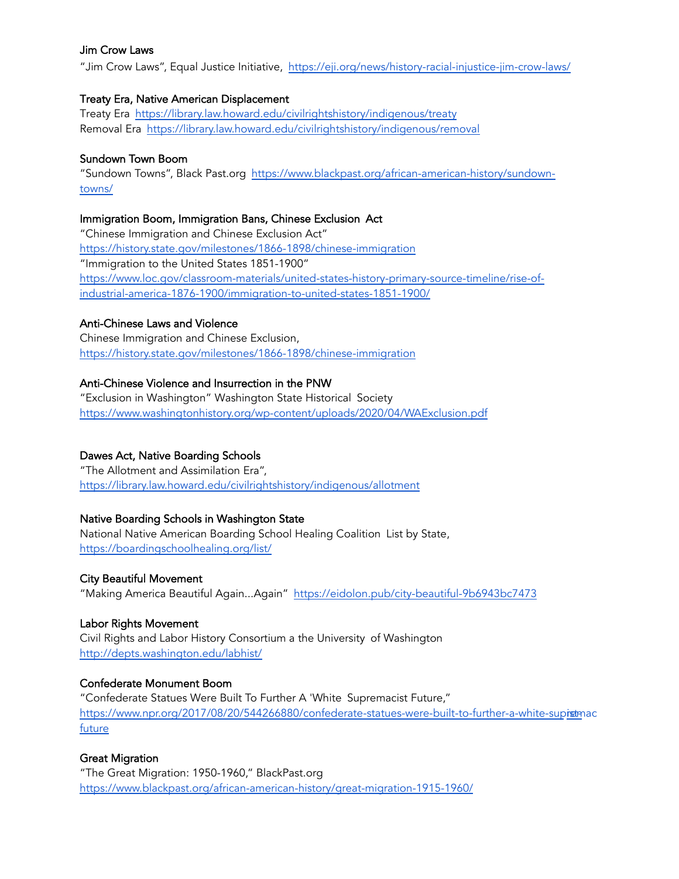**Jim Crow Laws**
"Jim Crow Laws", Equal Justice Initiative, https://eji.org/news/history-racial-injustice-jim-crow-laws/

**Treaty Era, Native American Displacement**
Treaty Era https://library.law.howard.edu/civilrightshistory/indigenous/treaty
Removal Era https://library.law.howard.edu/civilrightshistory/indigenous/removal

**Sundown Town Boom**
"Sundown Towns", Black Past.org https://www.blackpast.org/african-american-history/sundown-towns/

**Immigration Boom, Immigration Bans, Chinese Exclusion Act**
"Chinese Immigration and Chinese Exclusion Act"
https://history.state.gov/milestones/1866-1898/chinese-immigration
"Immigration to the United States 1851-1900"
https://www.loc.gov/classroom-materials/united-states-history-primary-source-timeline/rise-of-industrial-america-1876-1900/immigration-to-united-states-1851-1900/

**Anti-Chinese Laws and Violence**
Chinese Immigration and Chinese Exclusion,
https://history.state.gov/milestones/1866-1898/chinese-immigration

**Anti-Chinese Violence and Insurrection in the PNW**
"Exclusion in Washington" Washington State Historical Society
https://www.washingtonhistory.org/wp-content/uploads/2020/04/WAExclusion.pdf

**Dawes Act, Native Boarding Schools**
"The Allotment and Assimilation Era",
https://library.law.howard.edu/civilrightshistory/indigenous/allotment

**Native Boarding Schools in Washington State**
National Native American Boarding School Healing Coalition List by State,
https://boardingschoolhealing.org/list/

**City Beautiful Movement**
"Making America Beautiful Again...Again" https://eidolon.pub/city-beautiful-9b6943bc7473

**Labor Rights Movement**
Civil Rights and Labor History Consortium a the University of Washington
http://depts.washington.edu/labhist/

**Confederate Monument Boom**
"Confederate Statues Were Built To Further A 'White Supremacist Future,"
https://www.npr.org/2017/08/20/544266880/confederate-statues-were-built-to-further-a-white-supremacist-future

**Great Migration**
"The Great Migration: 1950-1960," BlackPast.org
https://www.blackpast.org/african-american-history/great-migration-1915-1960/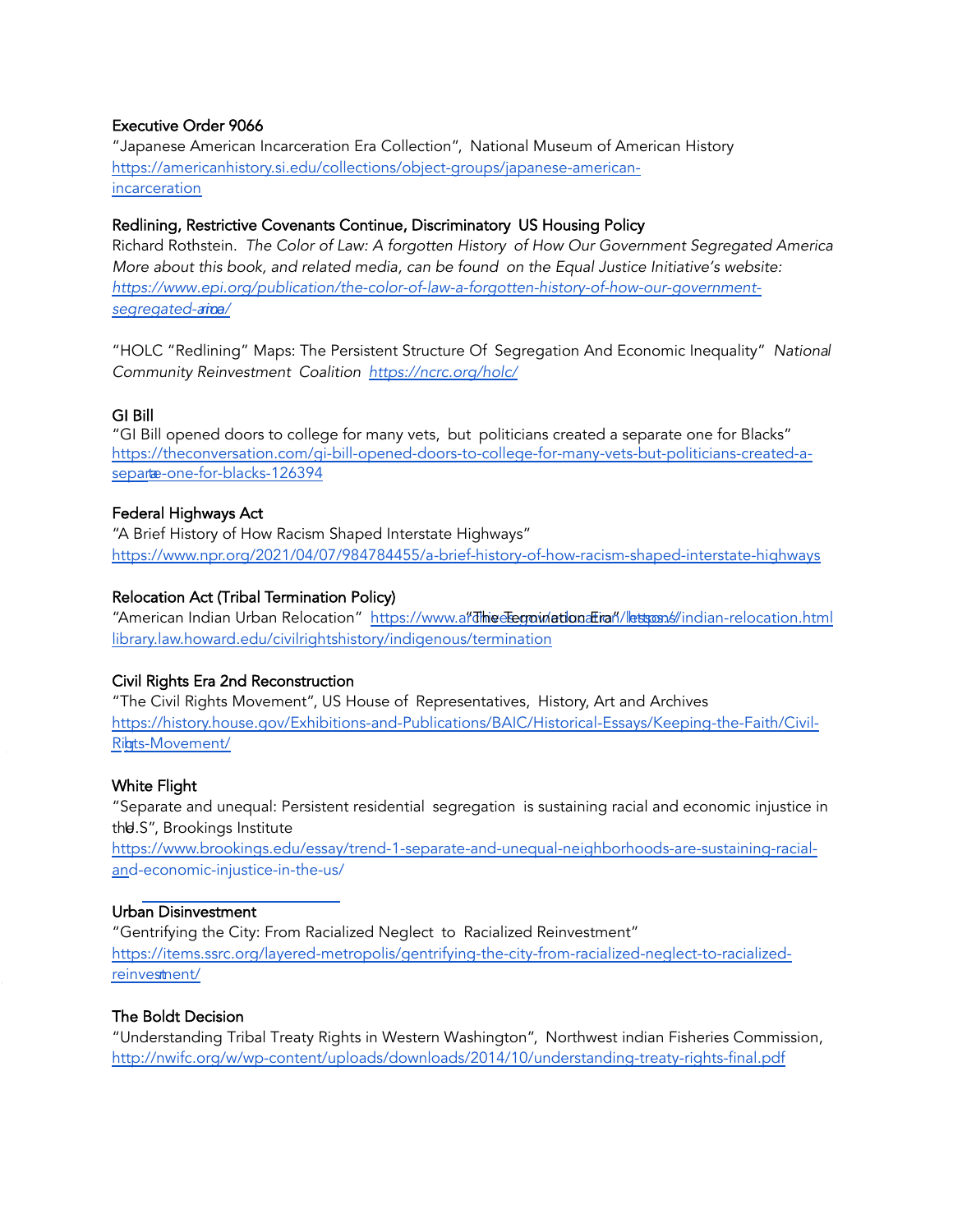**Executive Order 9066**

"Japanese American Incarceration Era Collection", National Museum of American History
https://americanhistory.si.edu/collections/object-groups/japanese-american-incarceration

**Redlining, Restrictive Covenants Continue, Discriminatory US Housing Policy**

Richard Rothstein. *The Color of Law: A forgotten History of How Our Government Segregated America*
*More about this book, and related media, can be found on the Equal Justice Initiative's website:* *https://www.epi.org/publication/the-color-of-law-a-forgotten-history-of-how-our-government-segregated-america/*

"HOLC "Redlining" Maps: The Persistent Structure Of Segregation And Economic Inequality" *National Community Reinvestment Coalition* *https://ncrc.org/holc/*

**GI Bill**

"GI Bill opened doors to college for many vets, but politicians created a separate one for Blacks"
https://theconversation.com/gi-bill-opened-doors-to-college-for-many-vets-but-politicians-created-a-separate-one-for-blacks-126394

**Federal Highways Act**

"A Brief History of How Racism Shaped Interstate Highways"
https://www.npr.org/2021/04/07/984784455/a-brief-history-of-how-racism-shaped-interstate-highways

**Relocation Act (Tribal Termination Policy)**

"American Indian Urban Relocation" https://www.archives.gov/education/lessons/indian-relocation.html
"The Termination Era" https://library.law.howard.edu/civilrightshistory/indigenous/termination

**Civil Rights Era 2nd Reconstruction**

"The Civil Rights Movement", US House of Representatives, History, Art and Archives
https://history.house.gov/Exhibitions-and-Publications/BAIC/Historical-Essays/Keeping-the-Faith/Civil-Rights-Movement/

**White Flight**

"Separate and unequal: Persistent residential segregation is sustaining racial and economic injustice in the U.S", Brookings Institute
https://www.brookings.edu/essay/trend-1-separate-and-unequal-neighborhoods-are-sustaining-racial-and-economic-injustice-in-the-us/

**Urban Disinvestment**

"Gentrifying the City: From Racialized Neglect to Racialized Reinvestment"
https://items.ssrc.org/layered-metropolis/gentrifying-the-city-from-racialized-neglect-to-racialized-reinvestment/

**The Boldt Decision**

"Understanding Tribal Treaty Rights in Western Washington", Northwest indian Fisheries Commission,
http://nwifc.org/w/wp-content/uploads/downloads/2014/10/understanding-treaty-rights-final.pdf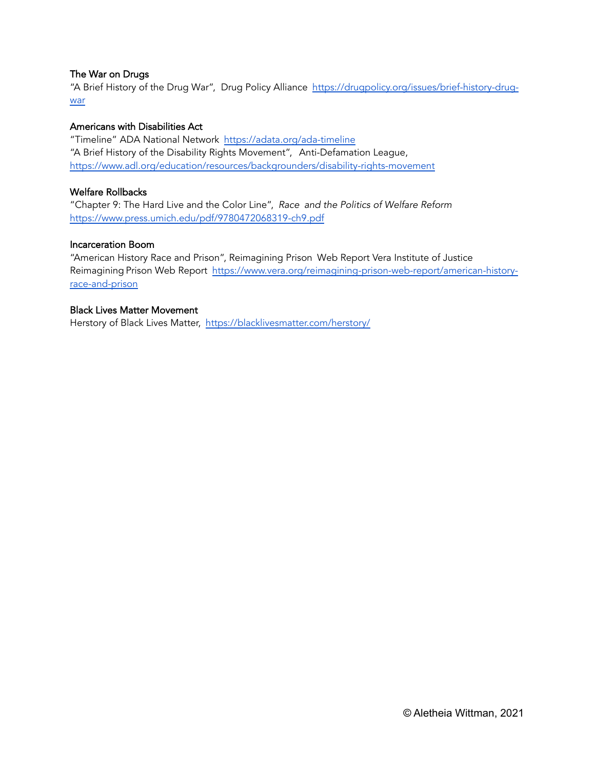**The War on Drugs**

"A Brief History of the Drug War", Drug Policy Alliance https://drugpolicy.org/issues/brief-history-drug-war

**Americans with Disabilities Act**

"Timeline" ADA National Network https://adata.org/ada-timeline

"A Brief History of the Disability Rights Movement", Anti-Defamation League, https://www.adl.org/education/resources/backgrounders/disability-rights-movement

**Welfare Rollbacks**

"Chapter 9: The Hard Live and the Color Line", *Race and the Politics of Welfare Reform* https://www.press.umich.edu/pdf/9780472068319-ch9.pdf

**Incarceration Boom**

"American History Race and Prison", Reimagining Prison Web Report Vera Institute of Justice Reimagining Prison Web Report https://www.vera.org/reimagining-prison-web-report/american-history-race-and-prison

**Black Lives Matter Movement**

Herstory of Black Lives Matter, https://blacklivesmatter.com/herstory/

© Aletheia Wittman, 2021